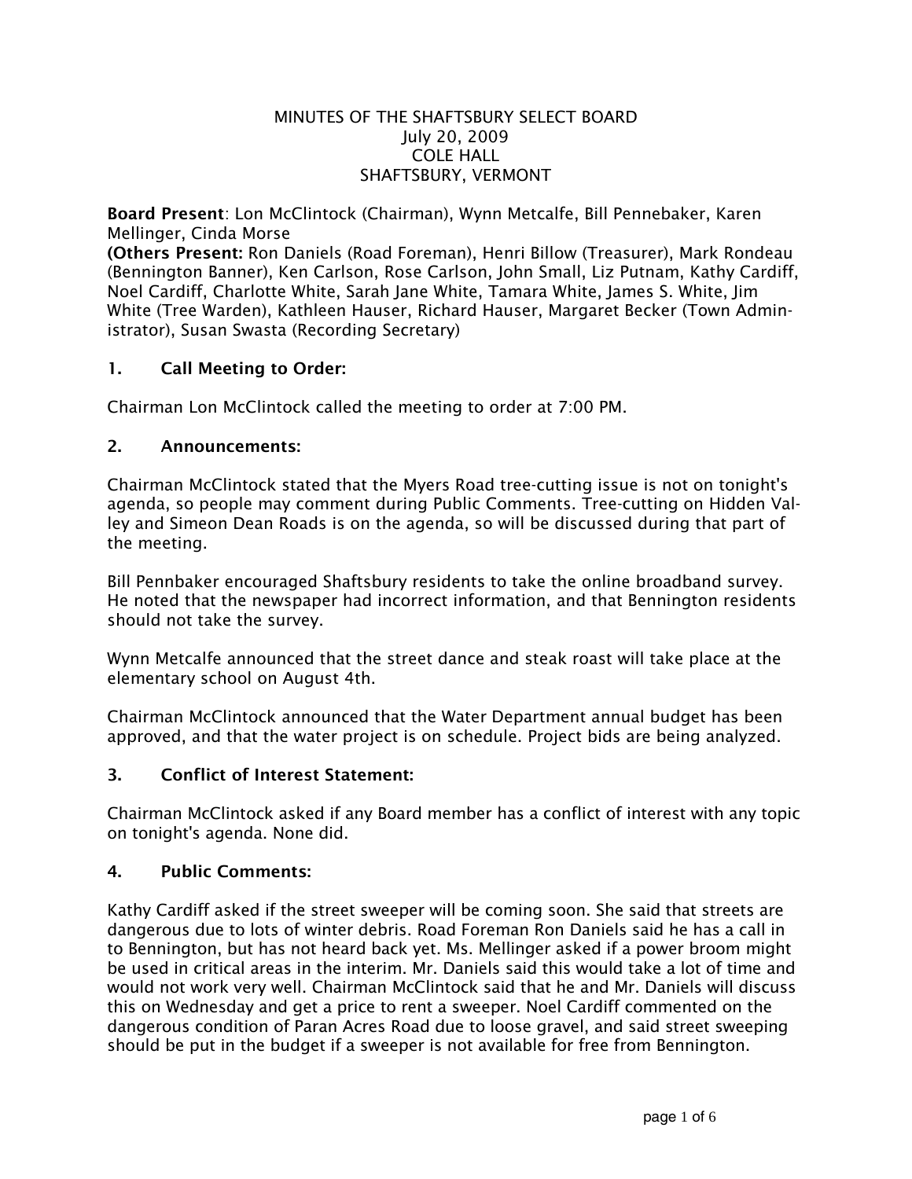MINUTES OF THE SHAFTSBURY SELECT BOARD
July 20, 2009
COLE HALL
SHAFTSBURY, VERMONT

**Board Present**: Lon McClintock (Chairman), Wynn Metcalfe, Bill Pennebaker, Karen Mellinger, Cinda Morse
**(Others Present:** Ron Daniels (Road Foreman), Henri Billow (Treasurer), Mark Rondeau (Bennington Banner), Ken Carlson, Rose Carlson, John Small, Liz Putnam, Kathy Cardiff, Noel Cardiff, Charlotte White, Sarah Jane White, Tamara White, James S. White, Jim White (Tree Warden), Kathleen Hauser, Richard Hauser, Margaret Becker (Town Administrator), Susan Swasta (Recording Secretary)

## 1. Call Meeting to Order:

Chairman Lon McClintock called the meeting to order at 7:00 PM.

## 2. Announcements:

Chairman McClintock stated that the Myers Road tree-cutting issue is not on tonight's agenda, so people may comment during Public Comments. Tree-cutting on Hidden Valley and Simeon Dean Roads is on the agenda, so will be discussed during that part of the meeting.

Bill Pennbaker encouraged Shaftsbury residents to take the online broadband survey. He noted that the newspaper had incorrect information, and that Bennington residents should not take the survey.

Wynn Metcalfe announced that the street dance and steak roast will take place at the elementary school on August 4th.

Chairman McClintock announced that the Water Department annual budget has been approved, and that the water project is on schedule. Project bids are being analyzed.

## 3. Conflict of Interest Statement:

Chairman McClintock asked if any Board member has a conflict of interest with any topic on tonight's agenda. None did.

## 4. Public Comments:

Kathy Cardiff asked if the street sweeper will be coming soon. She said that streets are dangerous due to lots of winter debris. Road Foreman Ron Daniels said he has a call in to Bennington, but has not heard back yet. Ms. Mellinger asked if a power broom might be used in critical areas in the interim. Mr. Daniels said this would take a lot of time and would not work very well. Chairman McClintock said that he and Mr. Daniels will discuss this on Wednesday and get a price to rent a sweeper. Noel Cardiff commented on the dangerous condition of Paran Acres Road due to loose gravel, and said street sweeping should be put in the budget if a sweeper is not available for free from Bennington.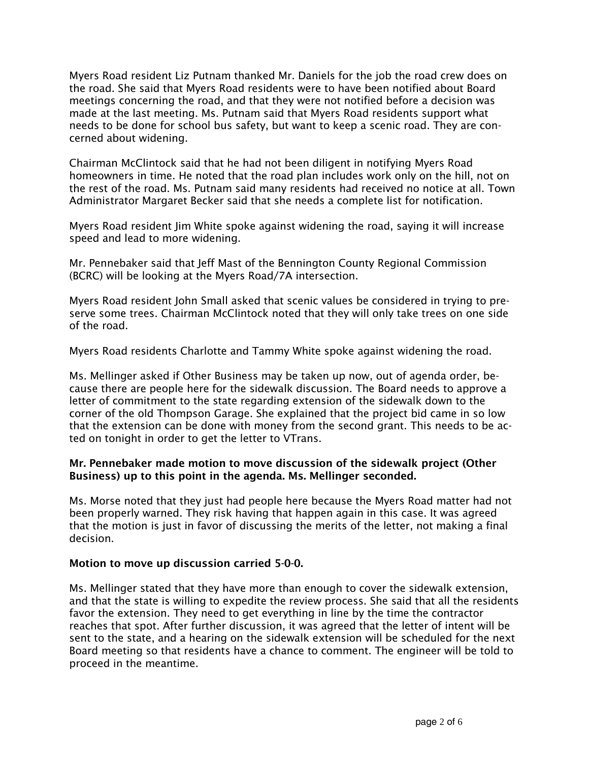Myers Road resident Liz Putnam thanked Mr. Daniels for the job the road crew does on the road. She said that Myers Road residents were to have been notified about Board meetings concerning the road, and that they were not notified before a decision was made at the last meeting. Ms. Putnam said that Myers Road residents support what needs to be done for school bus safety, but want to keep a scenic road. They are concerned about widening.

Chairman McClintock said that he had not been diligent in notifying Myers Road homeowners in time. He noted that the road plan includes work only on the hill, not on the rest of the road. Ms. Putnam said many residents had received no notice at all. Town Administrator Margaret Becker said that she needs a complete list for notification.

Myers Road resident Jim White spoke against widening the road, saying it will increase speed and lead to more widening.

Mr. Pennebaker said that Jeff Mast of the Bennington County Regional Commission (BCRC) will be looking at the Myers Road/7A intersection.

Myers Road resident John Small asked that scenic values be considered in trying to preserve some trees. Chairman McClintock noted that they will only take trees on one side of the road.

Myers Road residents Charlotte and Tammy White spoke against widening the road.

Ms. Mellinger asked if Other Business may be taken up now, out of agenda order, because there are people here for the sidewalk discussion. The Board needs to approve a letter of commitment to the state regarding extension of the sidewalk down to the corner of the old Thompson Garage. She explained that the project bid came in so low that the extension can be done with money from the second grant. This needs to be acted on tonight in order to get the letter to VTrans.

**Mr. Pennebaker made motion to move discussion of the sidewalk project (Other Business) up to this point in the agenda. Ms. Mellinger seconded.**

Ms. Morse noted that they just had people here because the Myers Road matter had not been properly warned. They risk having that happen again in this case. It was agreed that the motion is just in favor of discussing the merits of the letter, not making a final decision.

**Motion to move up discussion carried 5-0-0.**

Ms. Mellinger stated that they have more than enough to cover the sidewalk extension, and that the state is willing to expedite the review process. She said that all the residents favor the extension. They need to get everything in line by the time the contractor reaches that spot. After further discussion, it was agreed that the letter of intent will be sent to the state, and a hearing on the sidewalk extension will be scheduled for the next Board meeting so that residents have a chance to comment. The engineer will be told to proceed in the meantime.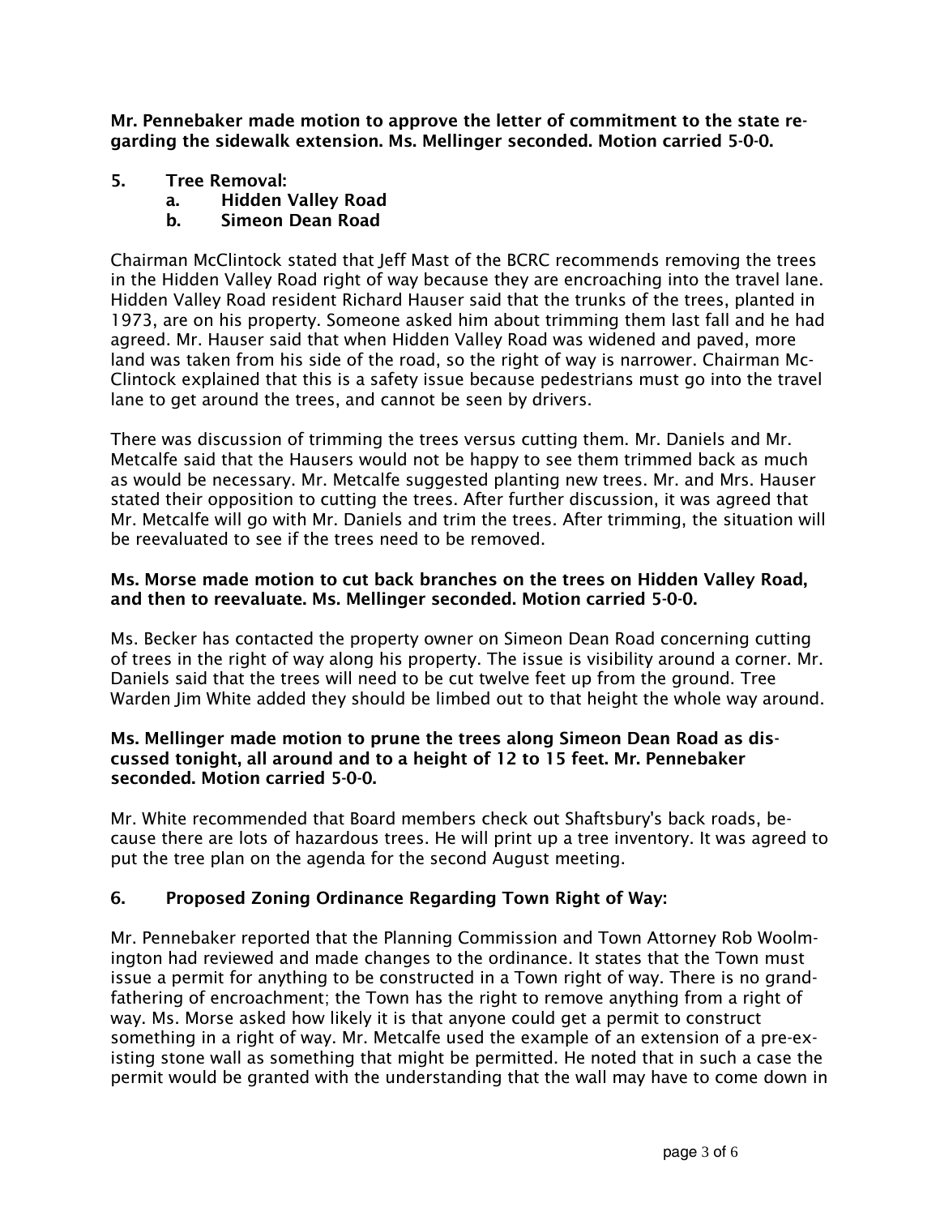**Mr. Pennebaker made motion to approve the letter of commitment to the state regarding the sidewalk extension. Ms. Mellinger seconded. Motion carried 5-0-0.**

5. **Tree Removal:**
   a. **Hidden Valley Road**
   b. **Simeon Dean Road**

Chairman McClintock stated that Jeff Mast of the BCRC recommends removing the trees in the Hidden Valley Road right of way because they are encroaching into the travel lane. Hidden Valley Road resident Richard Hauser said that the trunks of the trees, planted in 1973, are on his property. Someone asked him about trimming them last fall and he had agreed. Mr. Hauser said that when Hidden Valley Road was widened and paved, more land was taken from his side of the road, so the right of way is narrower. Chairman McClintock explained that this is a safety issue because pedestrians must go into the travel lane to get around the trees, and cannot be seen by drivers.

There was discussion of trimming the trees versus cutting them. Mr. Daniels and Mr. Metcalfe said that the Hausers would not be happy to see them trimmed back as much as would be necessary. Mr. Metcalfe suggested planting new trees. Mr. and Mrs. Hauser stated their opposition to cutting the trees. After further discussion, it was agreed that Mr. Metcalfe will go with Mr. Daniels and trim the trees. After trimming, the situation will be reevaluated to see if the trees need to be removed.

**Ms. Morse made motion to cut back branches on the trees on Hidden Valley Road, and then to reevaluate. Ms. Mellinger seconded. Motion carried 5-0-0.**

Ms. Becker has contacted the property owner on Simeon Dean Road concerning cutting of trees in the right of way along his property. The issue is visibility around a corner. Mr. Daniels said that the trees will need to be cut twelve feet up from the ground. Tree Warden Jim White added they should be limbed out to that height the whole way around.

**Ms. Mellinger made motion to prune the trees along Simeon Dean Road as discussed tonight, all around and to a height of 12 to 15 feet. Mr. Pennebaker seconded. Motion carried 5-0-0.**

Mr. White recommended that Board members check out Shaftsbury's back roads, because there are lots of hazardous trees. He will print up a tree inventory. It was agreed to put the tree plan on the agenda for the second August meeting.

6. **Proposed Zoning Ordinance Regarding Town Right of Way:**

Mr. Pennebaker reported that the Planning Commission and Town Attorney Rob Woolmington had reviewed and made changes to the ordinance. It states that the Town must issue a permit for anything to be constructed in a Town right of way. There is no grandfathering of encroachment; the Town has the right to remove anything from a right of way. Ms. Morse asked how likely it is that anyone could get a permit to construct something in a right of way. Mr. Metcalfe used the example of an extension of a pre-existing stone wall as something that might be permitted. He noted that in such a case the permit would be granted with the understanding that the wall may have to come down in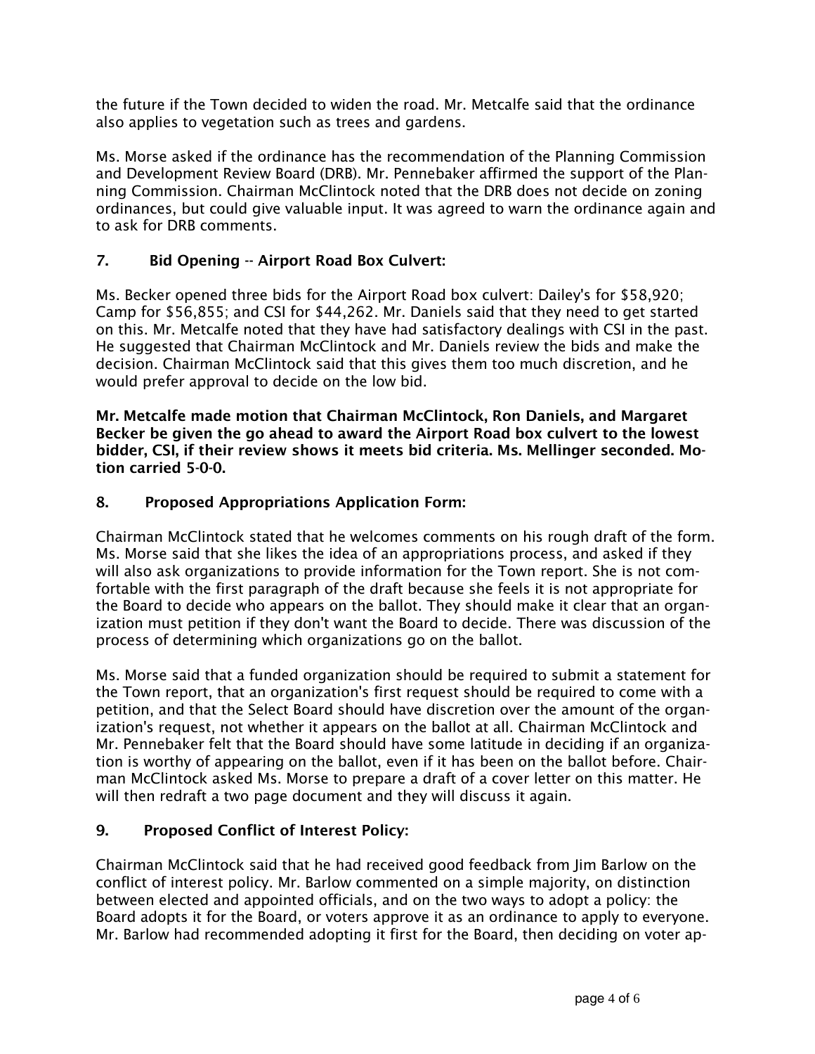the future if the Town decided to widen the road. Mr. Metcalfe said that the ordinance also applies to vegetation such as trees and gardens.

Ms. Morse asked if the ordinance has the recommendation of the Planning Commission and Development Review Board (DRB). Mr. Pennebaker affirmed the support of the Planning Commission. Chairman McClintock noted that the DRB does not decide on zoning ordinances, but could give valuable input. It was agreed to warn the ordinance again and to ask for DRB comments.

## 7. Bid Opening -- Airport Road Box Culvert:

Ms. Becker opened three bids for the Airport Road box culvert: Dailey's for $58,920; Camp for $56,855; and CSI for $44,262. Mr. Daniels said that they need to get started on this. Mr. Metcalfe noted that they have had satisfactory dealings with CSI in the past. He suggested that Chairman McClintock and Mr. Daniels review the bids and make the decision. Chairman McClintock said that this gives them too much discretion, and he would prefer approval to decide on the low bid.

**Mr. Metcalfe made motion that Chairman McClintock, Ron Daniels, and Margaret Becker be given the go ahead to award the Airport Road box culvert to the lowest bidder, CSI, if their review shows it meets bid criteria. Ms. Mellinger seconded. Motion carried 5-0-0.**

## 8. Proposed Appropriations Application Form:

Chairman McClintock stated that he welcomes comments on his rough draft of the form. Ms. Morse said that she likes the idea of an appropriations process, and asked if they will also ask organizations to provide information for the Town report. She is not comfortable with the first paragraph of the draft because she feels it is not appropriate for the Board to decide who appears on the ballot. They should make it clear that an organization must petition if they don't want the Board to decide. There was discussion of the process of determining which organizations go on the ballot.

Ms. Morse said that a funded organization should be required to submit a statement for the Town report, that an organization's first request should be required to come with a petition, and that the Select Board should have discretion over the amount of the organization's request, not whether it appears on the ballot at all. Chairman McClintock and Mr. Pennebaker felt that the Board should have some latitude in deciding if an organization is worthy of appearing on the ballot, even if it has been on the ballot before. Chairman McClintock asked Ms. Morse to prepare a draft of a cover letter on this matter. He will then redraft a two page document and they will discuss it again.

## 9. Proposed Conflict of Interest Policy:

Chairman McClintock said that he had received good feedback from Jim Barlow on the conflict of interest policy. Mr. Barlow commented on a simple majority, on distinction between elected and appointed officials, and on the two ways to adopt a policy: the Board adopts it for the Board, or voters approve it as an ordinance to apply to everyone. Mr. Barlow had recommended adopting it first for the Board, then deciding on voter ap-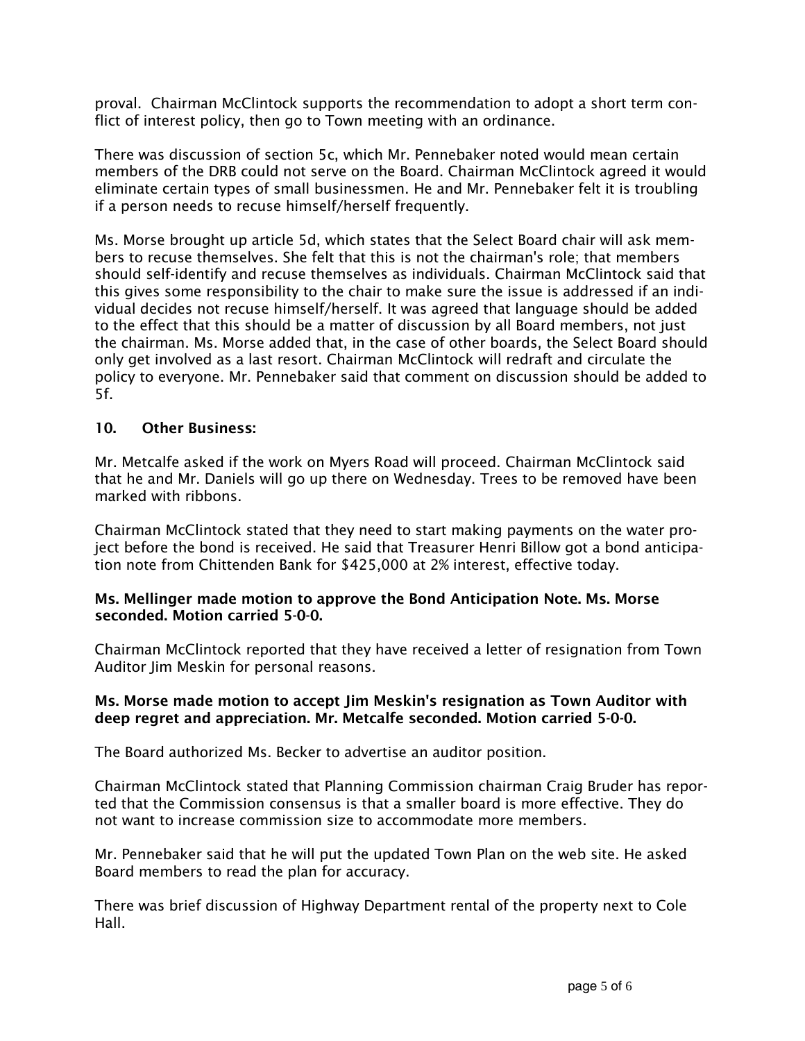proval. Chairman McClintock supports the recommendation to adopt a short term conflict of interest policy, then go to Town meeting with an ordinance.

There was discussion of section 5c, which Mr. Pennebaker noted would mean certain members of the DRB could not serve on the Board. Chairman McClintock agreed it would eliminate certain types of small businessmen. He and Mr. Pennebaker felt it is troubling if a person needs to recuse himself/herself frequently.

Ms. Morse brought up article 5d, which states that the Select Board chair will ask members to recuse themselves. She felt that this is not the chairman's role; that members should self-identify and recuse themselves as individuals. Chairman McClintock said that this gives some responsibility to the chair to make sure the issue is addressed if an individual decides not recuse himself/herself. It was agreed that language should be added to the effect that this should be a matter of discussion by all Board members, not just the chairman. Ms. Morse added that, in the case of other boards, the Select Board should only get involved as a last resort. Chairman McClintock will redraft and circulate the policy to everyone. Mr. Pennebaker said that comment on discussion should be added to 5f.

**10. Other Business:**

Mr. Metcalfe asked if the work on Myers Road will proceed. Chairman McClintock said that he and Mr. Daniels will go up there on Wednesday. Trees to be removed have been marked with ribbons.

Chairman McClintock stated that they need to start making payments on the water project before the bond is received. He said that Treasurer Henri Billow got a bond anticipation note from Chittenden Bank for $425,000 at 2% interest, effective today.

**Ms. Mellinger made motion to approve the Bond Anticipation Note. Ms. Morse seconded. Motion carried 5-0-0.**

Chairman McClintock reported that they have received a letter of resignation from Town Auditor Jim Meskin for personal reasons.

**Ms. Morse made motion to accept Jim Meskin's resignation as Town Auditor with deep regret and appreciation. Mr. Metcalfe seconded. Motion carried 5-0-0.**

The Board authorized Ms. Becker to advertise an auditor position.

Chairman McClintock stated that Planning Commission chairman Craig Bruder has reported that the Commission consensus is that a smaller board is more effective. They do not want to increase commission size to accommodate more members.

Mr. Pennebaker said that he will put the updated Town Plan on the web site. He asked Board members to read the plan for accuracy.

There was brief discussion of Highway Department rental of the property next to Cole Hall.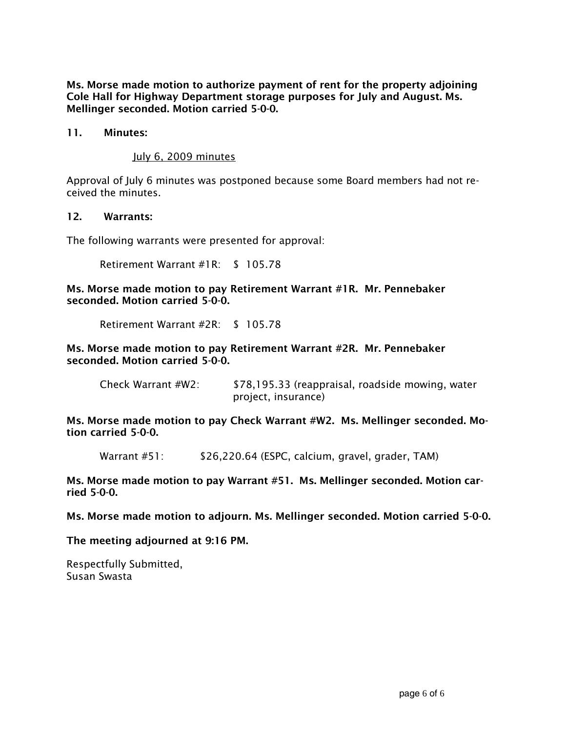**Ms. Morse made motion to authorize payment of rent for the property adjoining Cole Hall for Highway Department storage purposes for July and August. Ms. Mellinger seconded. Motion carried 5-0-0.**

**11. Minutes:**

July 6, 2009 minutes

Approval of July 6 minutes was postponed because some Board members had not received the minutes.

**12. Warrants:**

The following warrants were presented for approval:

Retirement Warrant #1R: $ 105.78

**Ms. Morse made motion to pay Retirement Warrant #1R. Mr. Pennebaker seconded. Motion carried 5-0-0.**

Retirement Warrant #2R: $ 105.78

**Ms. Morse made motion to pay Retirement Warrant #2R. Mr. Pennebaker seconded. Motion carried 5-0-0.**

Check Warrant #W2: $78,195.33 (reappraisal, roadside mowing, water project, insurance)

**Ms. Morse made motion to pay Check Warrant #W2. Ms. Mellinger seconded. Motion carried 5-0-0.**

Warrant #51: $26,220.64 (ESPC, calcium, gravel, grader, TAM)

**Ms. Morse made motion to pay Warrant #51. Ms. Mellinger seconded. Motion carried 5-0-0.**

**Ms. Morse made motion to adjourn. Ms. Mellinger seconded. Motion carried 5-0-0.**

**The meeting adjourned at 9:16 PM.**

Respectfully Submitted,
Susan Swasta